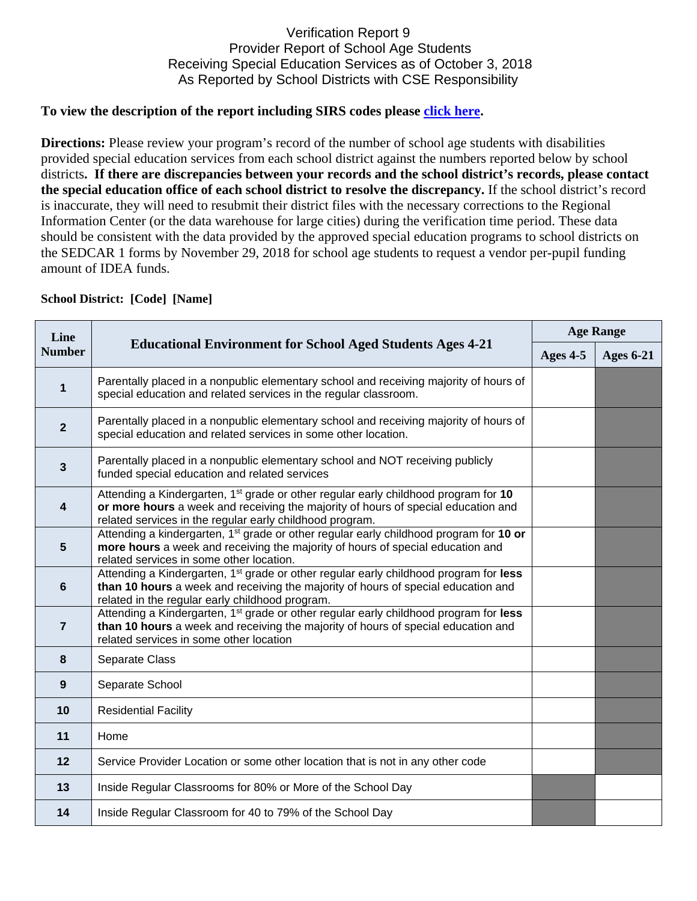# Verification Report 9
## Provider Report of School Age Students Receiving Special Education Services as of October 3, 2018 As Reported by School Districts with CSE Responsibility

**To view the description of the report including SIRS codes please click here.**

**Directions:** Please review your program's record of the number of school age students with disabilities provided special education services from each school district against the numbers reported below by school districts**. If there are discrepancies between your records and the school district's records, please contact the special education office of each school district to resolve the discrepancy.** If the school district's record is inaccurate, they will need to resubmit their district files with the necessary corrections to the Regional Information Center (or the data warehouse for large cities) during the verification time period. These data should be consistent with the data provided by the approved special education programs to school districts on the SEDCAR 1 forms by November 29, 2018 for school age students to request a vendor per-pupil funding amount of IDEA funds.

**School District: [Code] [Name]**

| Line Number | Educational Environment for School Aged Students Ages 4-21 | Age Range | |
|---|---|---|---|
| | | Ages 4-5 | Ages 6-21 |
| 1 | Parentally placed in a nonpublic elementary school and receiving majority of hours of special education and related services in the regular classroom. | | |
| 2 | Parentally placed in a nonpublic elementary school and receiving majority of hours of special education and related services in some other location. | | |
| 3 | Parentally placed in a nonpublic elementary school and NOT receiving publicly funded special education and related services | | |
| 4 | Attending a Kindergarten, 1st grade or other regular early childhood program for **10 or more hours** a week and receiving the majority of hours of special education and related services in the regular early childhood program. | | |
| 5 | Attending a kindergarten, 1st grade or other regular early childhood program for **10 or more hours** a week and receiving the majority of hours of special education and related services in some other location. | | |
| 6 | Attending a Kindergarten, 1st grade or other regular early childhood program for **less than 10 hours** a week and receiving the majority of hours of special education and related in the regular early childhood program. | | |
| 7 | Attending a Kindergarten, 1st grade or other regular early childhood program for **less than 10 hours** a week and receiving the majority of hours of special education and related services in some other location | | |
| 8 | Separate Class | | |
| 9 | Separate School | | |
| 10 | Residential Facility | | |
| 11 | Home | | |
| 12 | Service Provider Location or some other location that is not in any other code | | |
| 13 | Inside Regular Classrooms for 80% or More of the School Day | | |
| 14 | Inside Regular Classroom for 40 to 79% of the School Day | | |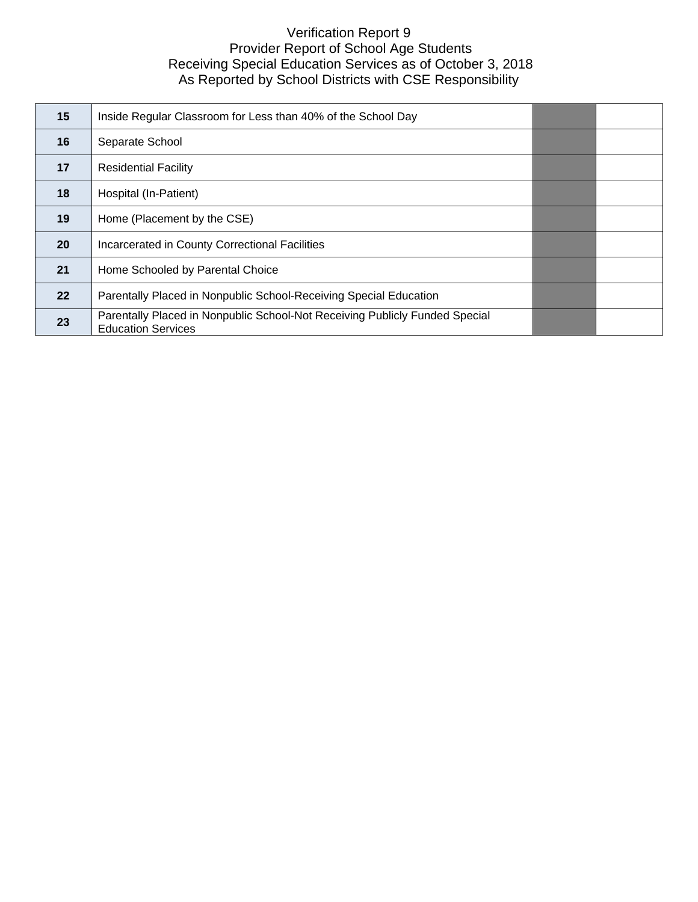# Verification Report 9
## Provider Report of School Age Students
## Receiving Special Education Services as of October 3, 2018
## As Reported by School Districts with CSE Responsibility

| | | | |
|---|---|---|---|
| **15** | Inside Regular Classroom for Less than 40% of the School Day | | |
| **16** | Separate School | | |
| **17** | Residential Facility | | |
| **18** | Hospital (In-Patient) | | |
| **19** | Home (Placement by the CSE) | | |
| **20** | Incarcerated in County Correctional Facilities | | |
| **21** | Home Schooled by Parental Choice | | |
| **22** | Parentally Placed in Nonpublic School-Receiving Special Education | | |
| **23** | Parentally Placed in Nonpublic School-Not Receiving Publicly Funded Special Education Services | | |